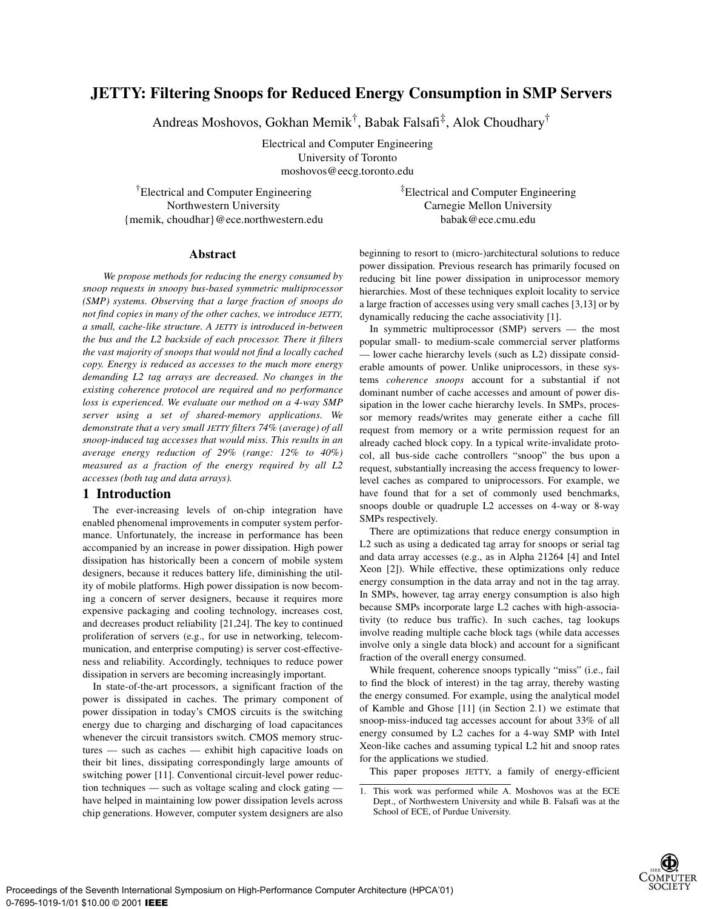# JETTY: Filtering Snoops for Reduced Energy Consumption in SMP Servers

Andreas Moshovos, Gokhan Memik[†], Babak Falsafi[‡], Alok Choudhary[†]

Electrical and Computer Engineering
University of Toronto
moshovos@eecg.toronto.edu

[†]Electrical and Computer Engineering
Northwestern University
{memik, choudhar}@ece.northwestern.edu

[‡]Electrical and Computer Engineering
Carnegie Mellon University
babak@ece.cmu.edu

## Abstract

*We propose methods for reducing the energy consumed by snoop requests in snoopy bus-based symmetric multiprocessor (SMP) systems. Observing that a large fraction of snoops do not find copies in many of the other caches, we introduce JETTY, a small, cache-like structure. A JETTY is introduced in-between the bus and the L2 backside of each processor. There it filters the vast majority of snoops that would not find a locally cached copy. Energy is reduced as accesses to the much more energy demanding L2 tag arrays are decreased. No changes in the existing coherence protocol are required and no performance loss is experienced. We evaluate our method on a 4-way SMP server using a set of shared-memory applications. We demonstrate that a very small JETTY filters 74% (average) of all snoop-induced tag accesses that would miss. This results in an average energy reduction of 29% (range: 12% to 40%) measured as a fraction of the energy required by all L2 accesses (both tag and data arrays).*

## 1 Introduction

The ever-increasing levels of on-chip integration have enabled phenomenal improvements in computer system performance. Unfortunately, the increase in performance has been accompanied by an increase in power dissipation. High power dissipation has historically been a concern of mobile system designers, because it reduces battery life, diminishing the utility of mobile platforms. High power dissipation is now becoming a concern of server designers, because it requires more expensive packaging and cooling technology, increases cost, and decreases product reliability [21,24]. The key to continued proliferation of servers (e.g., for use in networking, telecommunication, and enterprise computing) is server cost-effectiveness and reliability. Accordingly, techniques to reduce power dissipation in servers are becoming increasingly important.

In state-of-the-art processors, a significant fraction of the power is dissipated in caches. The primary component of power dissipation in today's CMOS circuits is the switching energy due to charging and discharging of load capacitances whenever the circuit transistors switch. CMOS memory structures — such as caches — exhibit high capacitive loads on their bit lines, dissipating correspondingly large amounts of switching power [11]. Conventional circuit-level power reduction techniques — such as voltage scaling and clock gating — have helped in maintaining low power dissipation levels across chip generations. However, computer system designers are also beginning to resort to (micro-)architectural solutions to reduce power dissipation. Previous research has primarily focused on reducing bit line power dissipation in uniprocessor memory hierarchies. Most of these techniques exploit locality to service a large fraction of accesses using very small caches [3,13] or by dynamically reducing the cache associativity [1].

In symmetric multiprocessor (SMP) servers — the most popular small- to medium-scale commercial server platforms — lower cache hierarchy levels (such as L2) dissipate considerable amounts of power. Unlike uniprocessors, in these systems *coherence snoops* account for a substantial if not dominant number of cache accesses and amount of power dissipation in the lower cache hierarchy levels. In SMPs, processor memory reads/writes may generate either a cache fill request from memory or a write permission request for an already cached block copy. In a typical write-invalidate protocol, all bus-side cache controllers "snoop" the bus upon a request, substantially increasing the access frequency to lower-level caches as compared to uniprocessors. For example, we have found that for a set of commonly used benchmarks, snoops double or quadruple L2 accesses on 4-way or 8-way SMPs respectively.

There are optimizations that reduce energy consumption in L2 such as using a dedicated tag array for snoops or serial tag and data array accesses (e.g., as in Alpha 21264 [4] and Intel Xeon [2]). While effective, these optimizations only reduce energy consumption in the data array and not in the tag array. In SMPs, however, tag array energy consumption is also high because SMPs incorporate large L2 caches with high-associativity (to reduce bus traffic). In such caches, tag lookups involve reading multiple cache block tags (while data accesses involve only a single data block) and account for a significant fraction of the overall energy consumed.

While frequent, coherence snoops typically "miss" (i.e., fail to find the block of interest) in the tag array, thereby wasting the energy consumed. For example, using the analytical model of Kamble and Ghose [11] (in Section 2.1) we estimate that snoop-miss-induced tag accesses account for about 33% of all energy consumed by L2 caches for a 4-way SMP with Intel Xeon-like caches and assuming typical L2 hit and snoop rates for the applications we studied.

This paper proposes JETTY, a family of energy-efficient

1. This work was performed while A. Moshovos was at the ECE Dept., of Northwestern University and while B. Falsafi was at the School of ECE, of Purdue University.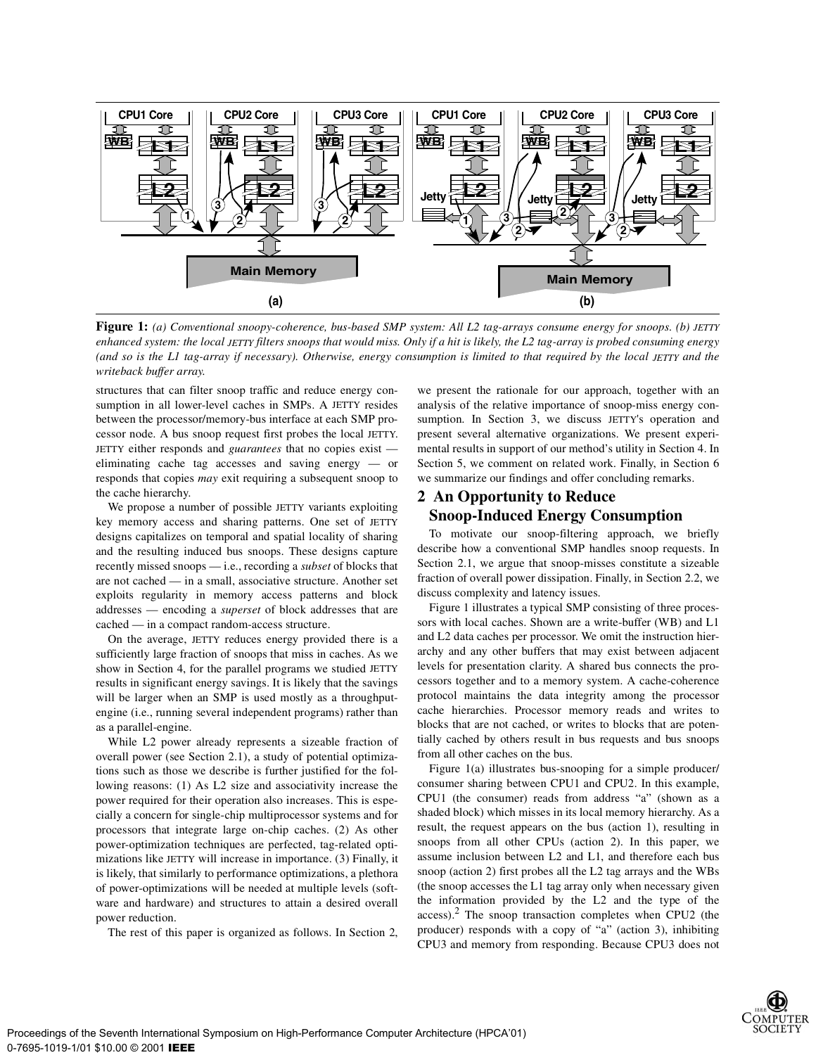**Figure 1:** *(a) Conventional snoopy-coherence, bus-based SMP system: All L2 tag-arrays consume energy for snoops. (b) JETTY enhanced system: the local JETTY filters snoops that would miss. Only if a hit is likely, the L2 tag-array is probed consuming energy (and so is the L1 tag-array if necessary). Otherwise, energy consumption is limited to that required by the local JETTY and the writeback buffer array.*

structures that can filter snoop traffic and reduce energy consumption in all lower-level caches in SMPs. A JETTY resides between the processor/memory-bus interface at each SMP processor node. A bus snoop request first probes the local JETTY. JETTY either responds and *guarantees* that no copies exist — eliminating cache tag accesses and saving energy — or responds that copies *may* exit requiring a subsequent snoop to the cache hierarchy.

We propose a number of possible JETTY variants exploiting key memory access and sharing patterns. One set of JETTY designs capitalizes on temporal and spatial locality of sharing and the resulting induced bus snoops. These designs capture recently missed snoops — i.e., recording a *subset* of blocks that are not cached — in a small, associative structure. Another set exploits regularity in memory access patterns and block addresses — encoding a *superset* of block addresses that are cached — in a compact random-access structure.

On the average, JETTY reduces energy provided there is a sufficiently large fraction of snoops that miss in caches. As we show in Section 4, for the parallel programs we studied JETTY results in significant energy savings. It is likely that the savings will be larger when an SMP is used mostly as a throughput-engine (i.e., running several independent programs) rather than as a parallel-engine.

While L2 power already represents a sizeable fraction of overall power (see Section 2.1), a study of potential optimizations such as those we describe is further justified for the following reasons: (1) As L2 size and associativity increase the power required for their operation also increases. This is especially a concern for single-chip multiprocessor systems and for processors that integrate large on-chip caches. (2) As other power-optimization techniques are perfected, tag-related optimizations like JETTY will increase in importance. (3) Finally, it is likely, that similarly to performance optimizations, a plethora of power-optimizations will be needed at multiple levels (software and hardware) and structures to attain a desired overall power reduction.

The rest of this paper is organized as follows. In Section 2, we present the rationale for our approach, together with an analysis of the relative importance of snoop-miss energy consumption. In Section 3, we discuss JETTY's operation and present several alternative organizations. We present experimental results in support of our method's utility in Section 4. In Section 5, we comment on related work. Finally, in Section 6 we summarize our findings and offer concluding remarks.

## 2 An Opportunity to Reduce Snoop-Induced Energy Consumption

To motivate our snoop-filtering approach, we briefly describe how a conventional SMP handles snoop requests. In Section 2.1, we argue that snoop-misses constitute a sizeable fraction of overall power dissipation. Finally, in Section 2.2, we discuss complexity and latency issues.

Figure 1 illustrates a typical SMP consisting of three processors with local caches. Shown are a write-buffer (WB) and L1 and L2 data caches per processor. We omit the instruction hierarchy and any other buffers that may exist between adjacent levels for presentation clarity. A shared bus connects the processors together and to a memory system. A cache-coherence protocol maintains the data integrity among the processor cache hierarchies. Processor memory reads and writes to blocks that are not cached, or writes to blocks that are potentially cached by others result in bus requests and bus snoops from all other caches on the bus.

Figure 1(a) illustrates bus-snooping for a simple producer/consumer sharing between CPU1 and CPU2. In this example, CPU1 (the consumer) reads from address "a" (shown as a shaded block) which misses in its local memory hierarchy. As a result, the request appears on the bus (action 1), resulting in snoops from all other CPUs (action 2). In this paper, we assume inclusion between L2 and L1, and therefore each bus snoop (action 2) first probes all the L2 tag arrays and the WBs (the snoop accesses the L1 tag array only when necessary given the information provided by the L2 and the type of the access).[2] The snoop transaction completes when CPU2 (the producer) responds with a copy of "a" (action 3), inhibiting CPU3 and memory from responding. Because CPU3 does not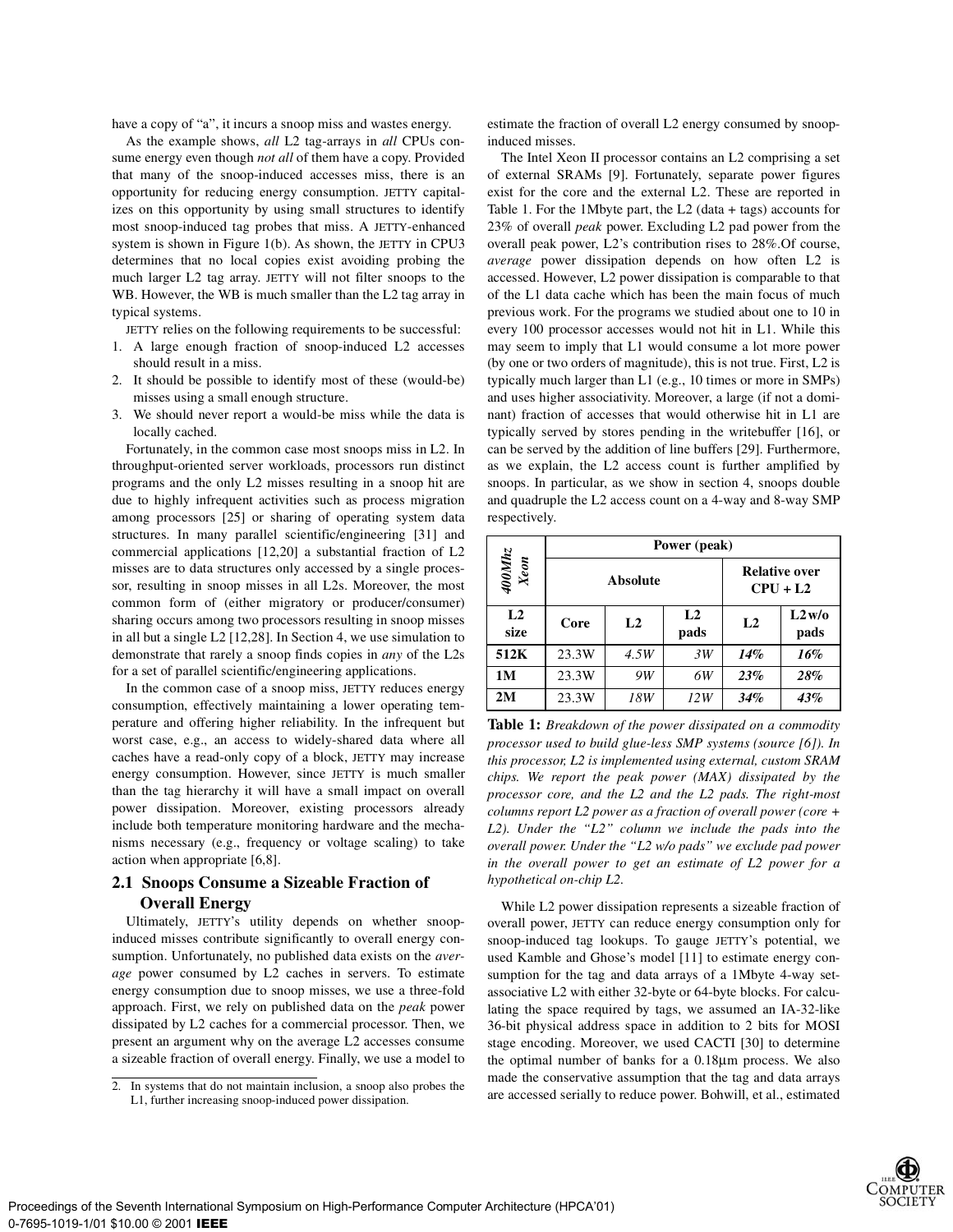have a copy of "a", it incurs a snoop miss and wastes energy.

As the example shows, *all* L2 tag-arrays in *all* CPUs consume energy even though *not all* of them have a copy. Provided that many of the snoop-induced accesses miss, there is an opportunity for reducing energy consumption. JETTY capitalizes on this opportunity by using small structures to identify most snoop-induced tag probes that miss. A JETTY-enhanced system is shown in Figure 1(b). As shown, the JETTY in CPU3 determines that no local copies exist avoiding probing the much larger L2 tag array. JETTY will not filter snoops to the WB. However, the WB is much smaller than the L2 tag array in typical systems.

JETTY relies on the following requirements to be successful:

1. A large enough fraction of snoop-induced L2 accesses should result in a miss.
2. It should be possible to identify most of these (would-be) misses using a small enough structure.
3. We should never report a would-be miss while the data is locally cached.

Fortunately, in the common case most snoops miss in L2. In throughput-oriented server workloads, processors run distinct programs and the only L2 misses resulting in a snoop hit are due to highly infrequent activities such as process migration among processors [25] or sharing of operating system data structures. In many parallel scientific/engineering [31] and commercial applications [12,20] a substantial fraction of L2 misses are to data structures only accessed by a single processor, resulting in snoop misses in all L2s. Moreover, the most common form of (either migratory or producer/consumer) sharing occurs among two processors resulting in snoop misses in all but a single L2 [12,28]. In Section 4, we use simulation to demonstrate that rarely a snoop finds copies in *any* of the L2s for a set of parallel scientific/engineering applications.

In the common case of a snoop miss, JETTY reduces energy consumption, effectively maintaining a lower operating temperature and offering higher reliability. In the infrequent but worst case, e.g., an access to widely-shared data where all caches have a read-only copy of a block, JETTY may increase energy consumption. However, since JETTY is much smaller than the tag hierarchy it will have a small impact on overall power dissipation. Moreover, existing processors already include both temperature monitoring hardware and the mechanisms necessary (e.g., frequency or voltage scaling) to take action when appropriate [6,8].

## 2.1 Snoops Consume a Sizeable Fraction of Overall Energy

Ultimately, JETTY's utility depends on whether snoop-induced misses contribute significantly to overall energy consumption. Unfortunately, no published data exists on the *average* power consumed by L2 caches in servers. To estimate energy consumption due to snoop misses, we use a three-fold approach. First, we rely on published data on the *peak* power dissipated by L2 caches for a commercial processor. Then, we present an argument why on the average L2 accesses consume a sizeable fraction of overall energy. Finally, we use a model to estimate the fraction of overall L2 energy consumed by snoop-induced misses.

The Intel Xeon II processor contains an L2 comprising a set of external SRAMs [9]. Fortunately, separate power figures exist for the core and the external L2. These are reported in Table 1. For the 1Mbyte part, the L2 (data + tags) accounts for 23% of overall *peak* power. Excluding L2 pad power from the overall peak power, L2's contribution rises to 28%. Of course, *average* power dissipation depends on how often L2 is accessed. However, L2 power dissipation is comparable to that of the L1 data cache which has been the main focus of much previous work. For the programs we studied about one to 10 in every 100 processor accesses would not hit in L1. While this may seem to imply that L1 would consume a lot more power (by one or two orders of magnitude), this is not true. First, L2 is typically much larger than L1 (e.g., 10 times or more in SMPs) and uses higher associativity. Moreover, a large (if not a dominant) fraction of accesses that would otherwise hit in L1 are typically served by stores pending in the writebuffer [16], or can be served by the addition of line buffers [29]. Furthermore, as we explain, the L2 access count is further amplified by snoops. In particular, as we show in section 4, snoops double and quadruple the L2 access count on a 4-way and 8-way SMP respectively.

| *400Mhz Xeon* | Power (peak) | | | | |
|---|---|---|---|---|---|
| | Absolute | | | Relative over CPU + L2 | |
| **L2 size** | **Core** | **L2** | **L2 pads** | **L2** | **L2 w/o pads** |
| **512K** | 23.3W | *4.5W* | *3W* | ***14%*** | ***16%*** |
| **1M** | 23.3W | *9W* | *6W* | ***23%*** | ***28%*** |
| **2M** | 23.3W | *18W* | *12W* | ***34%*** | ***43%*** |

**Table 1:** *Breakdown of the power dissipated on a commodity processor used to build glue-less SMP systems (source [6]). In this processor, L2 is implemented using external, custom SRAM chips. We report the peak power (MAX) dissipated by the processor core, and the L2 and the L2 pads. The right-most columns report L2 power as a fraction of overall power (core + L2). Under the "L2" column we include the pads into the overall power. Under the "L2 w/o pads" we exclude pad power in the overall power to get an estimate of L2 power for a hypothetical on-chip L2.*

While L2 power dissipation represents a sizeable fraction of overall power, JETTY can reduce energy consumption only for snoop-induced tag lookups. To gauge JETTY's potential, we used Kamble and Ghose's model [11] to estimate energy consumption for the tag and data arrays of a 1Mbyte 4-way set-associative L2 with either 32-byte or 64-byte blocks. For calculating the space required by tags, we assumed an IA-32-like 36-bit physical address space in addition to 2 bits for MOSI stage encoding. Moreover, we used CACTI [30] to determine the optimal number of banks for a 0.18µm process. We also made the conservative assumption that the tag and data arrays are accessed serially to reduce power. Bohwill, et al., estimated

2. In systems that do not maintain inclusion, a snoop also probes the L1, further increasing snoop-induced power dissipation.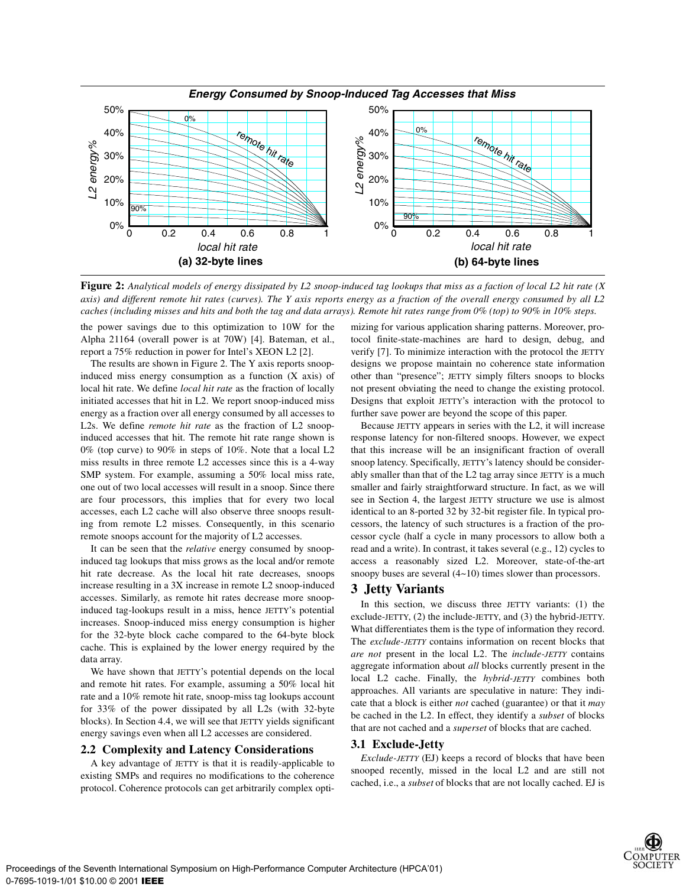Energy Consumed by Snoop-Induced Tag Accesses that Miss

**Figure 2:** *Analytical models of energy dissipated by L2 snoop-induced tag lookups that miss as a faction of local L2 hit rate (X axis) and different remote hit rates (curves). The Y axis reports energy as a fraction of the overall energy consumed by all L2 caches (including misses and hits and both the tag and data arrays). Remote hit rates range from 0% (top) to 90% in 10% steps.*

the power savings due to this optimization to 10W for the Alpha 21164 (overall power is at 70W) [4]. Bateman, et al., report a 75% reduction in power for Intel's XEON L2 [2].

The results are shown in Figure 2. The Y axis reports snoop-induced miss energy consumption as a function (X axis) of local hit rate. We define *local hit rate* as the fraction of locally initiated accesses that hit in L2. We report snoop-induced miss energy as a fraction over all energy consumed by all accesses to L2s. We define *remote hit rate* as the fraction of L2 snoop-induced accesses that hit. The remote hit rate range shown is 0% (top curve) to 90% in steps of 10%. Note that a local L2 miss results in three remote L2 accesses since this is a 4-way SMP system. For example, assuming a 50% local miss rate, one out of two local accesses will result in a snoop. Since there are four processors, this implies that for every two local accesses, each L2 cache will also observe three snoops resulting from remote L2 misses. Consequently, in this scenario remote snoops account for the majority of L2 accesses.

It can be seen that the *relative* energy consumed by snoop-induced tag lookups that miss grows as the local and/or remote hit rate decrease. As the local hit rate decreases, snoops increase resulting in a 3X increase in remote L2 snoop-induced accesses. Similarly, as remote hit rates decrease more snoop-induced tag-lookups result in a miss, hence JETTY's potential increases. Snoop-induced miss energy consumption is higher for the 32-byte block cache compared to the 64-byte block cache. This is explained by the lower energy required by the data array.

We have shown that JETTY's potential depends on the local and remote hit rates. For example, assuming a 50% local hit rate and a 10% remote hit rate, snoop-miss tag lookups account for 33% of the power dissipated by all L2s (with 32-byte blocks). In Section 4.4, we will see that JETTY yields significant energy savings even when all L2 accesses are considered.

### 2.2 Complexity and Latency Considerations

A key advantage of JETTY is that it is readily-applicable to existing SMPs and requires no modifications to the coherence protocol. Coherence protocols can get arbitrarily complex optimizing for various application sharing patterns. Moreover, protocol finite-state-machines are hard to design, debug, and verify [7]. To minimize interaction with the protocol the JETTY designs we propose maintain no coherence state information other than "presence"; JETTY simply filters snoops to blocks not present obviating the need to change the existing protocol. Designs that exploit JETTY's interaction with the protocol to further save power are beyond the scope of this paper.

Because JETTY appears in series with the L2, it will increase response latency for non-filtered snoops. However, we expect that this increase will be an insignificant fraction of overall snoop latency. Specifically, JETTY's latency should be considerably smaller than that of the L2 tag array since JETTY is a much smaller and fairly straightforward structure. In fact, as we will see in Section 4, the largest JETTY structure we use is almost identical to an 8-ported 32 by 32-bit register file. In typical processors, the latency of such structures is a fraction of the processor cycle (half a cycle in many processors to allow both a read and a write). In contrast, it takes several (e.g., 12) cycles to access a reasonably sized L2. Moreover, state-of-the-art snoopy buses are several (4~10) times slower than processors.

## 3 Jetty Variants

In this section, we discuss three JETTY variants: (1) the exclude-JETTY, (2) the include-JETTY, and (3) the hybrid-JETTY. What differentiates them is the type of information they record. The *exclude-JETTY* contains information on recent blocks that *are not* present in the local L2. The *include-JETTY* contains aggregate information about *all* blocks currently present in the local L2 cache. Finally, the *hybrid-JETTY* combines both approaches. All variants are speculative in nature: They indicate that a block is either *not* cached (guarantee) or that it *may* be cached in the L2. In effect, they identify a *subset* of blocks that are not cached and a *superset* of blocks that are cached.

### 3.1 Exclude-Jetty

*Exclude-JETTY* (EJ) keeps a record of blocks that have been snooped recently, missed in the local L2 and are still not cached, i.e., a *subset* of blocks that are not locally cached. EJ is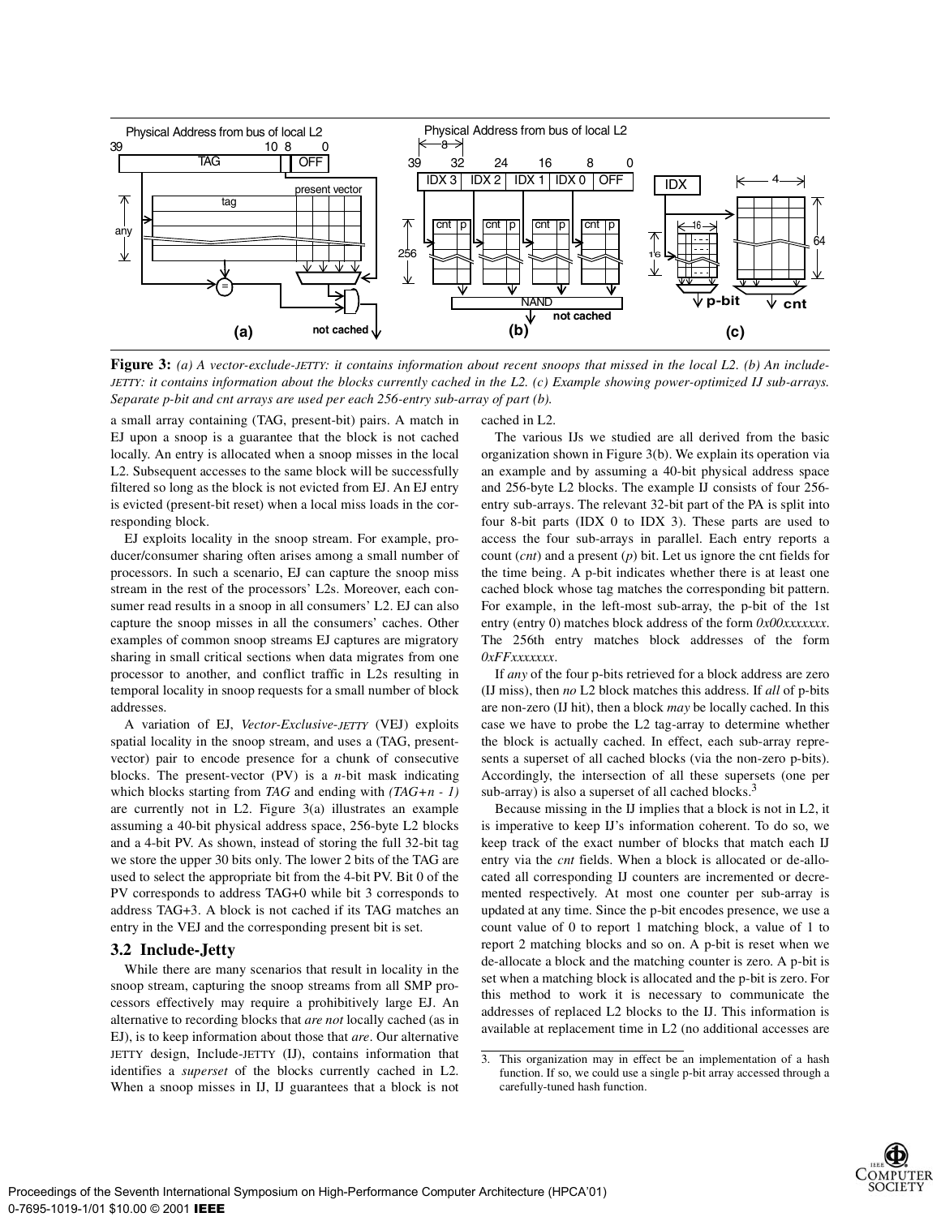**Figure 3:** *(a) A vector-exclude-JETTY: it contains information about recent snoops that missed in the local L2. (b) An include-JETTY: it contains information about the blocks currently cached in the L2. (c) Example showing power-optimized IJ sub-arrays. Separate p-bit and cnt arrays are used per each 256-entry sub-array of part (b).*

a small array containing (TAG, present-bit) pairs. A match in EJ upon a snoop is a guarantee that the block is not cached locally. An entry is allocated when a snoop misses in the local L2. Subsequent accesses to the same block will be successfully filtered so long as the block is not evicted from EJ. An EJ entry is evicted (present-bit reset) when a local miss loads in the corresponding block.

EJ exploits locality in the snoop stream. For example, producer/consumer sharing often arises among a small number of processors. In such a scenario, EJ can capture the snoop miss stream in the rest of the processors' L2s. Moreover, each consumer read results in a snoop in all consumers' L2. EJ can also capture the snoop misses in all the consumers' caches. Other examples of common snoop streams EJ captures are migratory sharing in small critical sections when data migrates from one processor to another, and conflict traffic in L2s resulting in temporal locality in snoop requests for a small number of block addresses.

A variation of EJ, *Vector-Exclusive-JETTY* (VEJ) exploits spatial locality in the snoop stream, and uses a (TAG, present-vector) pair to encode presence for a chunk of consecutive blocks. The present-vector (PV) is a *n*-bit mask indicating which blocks starting from *TAG* and ending with *(TAG+n - 1)* are currently not in L2. Figure 3(a) illustrates an example assuming a 40-bit physical address space, 256-byte L2 blocks and a 4-bit PV. As shown, instead of storing the full 32-bit tag we store the upper 30 bits only. The lower 2 bits of the TAG are used to select the appropriate bit from the 4-bit PV. Bit 0 of the PV corresponds to address TAG+0 while bit 3 corresponds to address TAG+3. A block is not cached if its TAG matches an entry in the VEJ and the corresponding present bit is set.

### 3.2 Include-Jetty

While there are many scenarios that result in locality in the snoop stream, capturing the snoop streams from all SMP processors effectively may require a prohibitively large EJ. An alternative to recording blocks that *are not* locally cached (as in EJ), is to keep information about those that *are*. Our alternative JETTY design, Include-JETTY (IJ), contains information that identifies a *superset* of the blocks currently cached in L2. When a snoop misses in IJ, IJ guarantees that a block is not cached in L2.

The various IJs we studied are all derived from the basic organization shown in Figure 3(b). We explain its operation via an example and by assuming a 40-bit physical address space and 256-byte L2 blocks. The example IJ consists of four 256-entry sub-arrays. The relevant 32-bit part of the PA is split into four 8-bit parts (IDX 0 to IDX 3). These parts are used to access the four sub-arrays in parallel. Each entry reports a count (*cnt*) and a present (*p*) bit. Let us ignore the cnt fields for the time being. A p-bit indicates whether there is at least one cached block whose tag matches the corresponding bit pattern. For example, in the left-most sub-array, the p-bit of the 1st entry (entry 0) matches block address of the form *0x00xxxxxxx*. The 256th entry matches block addresses of the form *0xFFxxxxxxx*.

If *any* of the four p-bits retrieved for a block address are zero (IJ miss), then *no* L2 block matches this address. If *all* of p-bits are non-zero (IJ hit), then a block *may* be locally cached. In this case we have to probe the L2 tag-array to determine whether the block is actually cached. In effect, each sub-array represents a superset of all cached blocks (via the non-zero p-bits). Accordingly, the intersection of all these supersets (one per sub-array) is also a superset of all cached blocks.[3]

Because missing in the IJ implies that a block is not in L2, it is imperative to keep IJ's information coherent. To do so, we keep track of the exact number of blocks that match each IJ entry via the *cnt* fields. When a block is allocated or de-allocated all corresponding IJ counters are incremented or decremented respectively. At most one counter per sub-array is updated at any time. Since the p-bit encodes presence, we use a count value of 0 to report 1 matching block, a value of 1 to report 2 matching blocks and so on. A p-bit is reset when we de-allocate a block and the matching counter is zero. A p-bit is set when a matching block is allocated and the p-bit is zero. For this method to work it is necessary to communicate the addresses of replaced L2 blocks to the IJ. This information is available at replacement time in L2 (no additional accesses are

---

3. This organization may in effect be an implementation of a hash function. If so, we could use a single p-bit array accessed through a carefully-tuned hash function.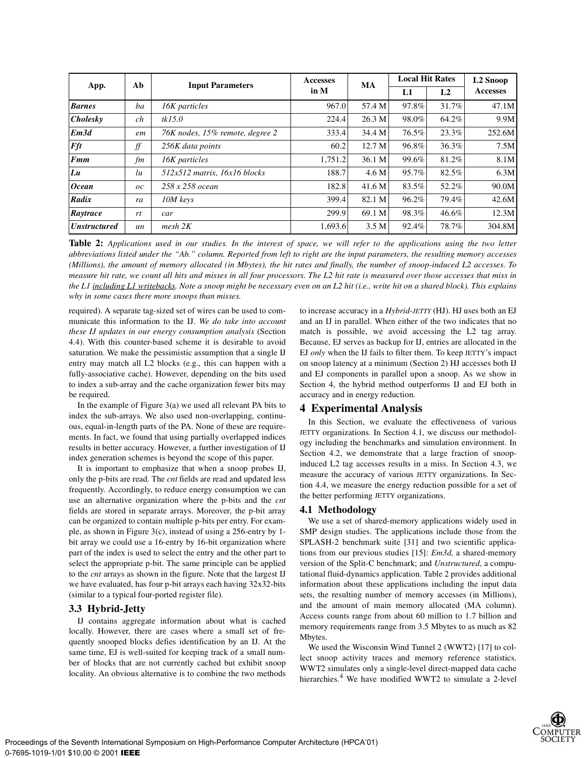| App. | Ab | Input Parameters | Accesses in M | MA | Local Hit Rates | | L2 Snoop Accesses |
|---|---|---|---|---|---|---|---|
| | | | | | L1 | L2 | |
| ***Barnes*** | *ba* | *16K particles* | 967.0 | 57.4 M | 97.8% | 31.7% | 47.1M |
| ***Cholesky*** | *ch* | *tk15.0* | 224.4 | 26.3 M | 98.0% | 64.2% | 9.9M |
| ***Em3d*** | *em* | *76K nodes, 15% remote, degree 2* | 333.4 | 34.4 M | 76.5% | 23.3% | 252.6M |
| ***Fft*** | *ff* | *256K data points* | 60.2 | 12.7 M | 96.8% | 36.3% | 7.5M |
| ***Fmm*** | *fm* | *16K particles* | 1,751.2 | 36.1 M | 99.6% | 81.2% | 8.1M |
| ***Lu*** | *lu* | *512x512 matrix, 16x16 blocks* | 188.7 | 4.6 M | 95.7% | 82.5% | 6.3M |
| ***Ocean*** | *oc* | *258 x 258 ocean* | 182.8 | 41.6 M | 83.5% | 52.2% | 90.0M |
| ***Radix*** | *ra* | *10M keys* | 399.4 | 82.1 M | 96.2% | 79.4% | 42.6M |
| ***Raytrace*** | *rt* | *car* | 299.9 | 69.1 M | 98.3% | 46.6% | 12.3M |
| ***Unstructured*** | *un* | *mesh 2K* | 1,693.6 | 3.5 M | 92.4% | 78.7% | 304.8M |

**Table 2:** *Applications used in our studies. In the interest of space, we will refer to the applications using the two letter abbreviations listed under the "Ab." column. Reported from left to right are the input parameters, the resulting memory accesses (Millions), the amount of memory allocated (in Mbytes), the hit rates and finally, the number of snoop-induced L2 accesses. To measure hit rate, we count all hits and misses in all four processors. The L2 hit rate is measured over those accesses that miss in the L1 including L1 writebacks. Note a snoop might be necessary even on an L2 hit (i.e., write hit on a shared block). This explains why in some cases there more snoops than misses.*

required). A separate tag-sized set of wires can be used to communicate this information to the IJ. *We do take into account these IJ updates in our energy consumption analysis* (Section 4.4). With this counter-based scheme it is desirable to avoid saturation. We make the pessimistic assumption that a single IJ entry may match all L2 blocks (e.g., this can happen with a fully-associative cache). However, depending on the bits used to index a sub-array and the cache organization fewer bits may be required.

In the example of Figure 3(a) we used all relevant PA bits to index the sub-arrays. We also used non-overlapping, continuous, equal-in-length parts of the PA. None of these are requirements. In fact, we found that using partially overlapped indices results in better accuracy. However, a further investigation of IJ index generation schemes is beyond the scope of this paper.

It is important to emphasize that when a snoop probes IJ, only the p-bits are read. The *cnt* fields are read and updated less frequently. Accordingly, to reduce energy consumption we can use an alternative organization where the p-bits and the *cnt* fields are stored in separate arrays. Moreover, the p-bit array can be organized to contain multiple p-bits per entry. For example, as shown in Figure 3(c), instead of using a 256-entry by 1-bit array we could use a 16-entry by 16-bit organization where part of the index is used to select the entry and the other part to select the appropriate p-bit. The same principle can be applied to the *cnt* arrays as shown in the figure. Note that the largest IJ we have evaluated, has four p-bit arrays each having 32x32-bits (similar to a typical four-ported register file).

### 3.3 Hybrid-Jetty

IJ contains aggregate information about what is cached locally. However, there are cases where a small set of frequently snooped blocks defies identification by an IJ. At the same time, EJ is well-suited for keeping track of a small number of blocks that are not currently cached but exhibit snoop locality. An obvious alternative is to combine the two methods to increase accuracy in a *Hybrid-JETTY* (HJ). HJ uses both an EJ and an IJ in parallel. When either of the two indicates that no match is possible, we avoid accessing the L2 tag array. Because, EJ serves as backup for IJ, entries are allocated in the EJ *only* when the IJ fails to filter them. To keep JETTY's impact on snoop latency at a minimum (Section 2) HJ accesses both IJ and EJ components in parallel upon a snoop. As we show in Section 4, the hybrid method outperforms IJ and EJ both in accuracy and in energy reduction.

## 4 Experimental Analysis

In this Section, we evaluate the effectiveness of various JETTY organizations. In Section 4.1, we discuss our methodology including the benchmarks and simulation environment. In Section 4.2, we demonstrate that a large fraction of snoop-induced L2 tag accesses results in a miss. In Section 4.3, we measure the accuracy of various JETTY organizations. In Section 4.4, we measure the energy reduction possible for a set of the better performing JETTY organizations.

### 4.1 Methodology

We use a set of shared-memory applications widely used in SMP design studies. The applications include those from the SPLASH-2 benchmark suite [31] and two scientific applications from our previous studies [15]: *Em3d,* a shared-memory version of the Split-C benchmark; and *Unstructured*, a computational fluid-dynamics application. Table 2 provides additional information about these applications including the input data sets, the resulting number of memory accesses (in Millions), and the amount of main memory allocated (MA column). Access counts range from about 60 million to 1.7 billion and memory requirements range from 3.5 Mbytes to as much as 82 Mbytes.

We used the Wisconsin Wind Tunnel 2 (WWT2) [17] to collect snoop activity traces and memory reference statistics. WWT2 simulates only a single-level direct-mapped data cache hierarchies.[4] We have modified WWT2 to simulate a 2-level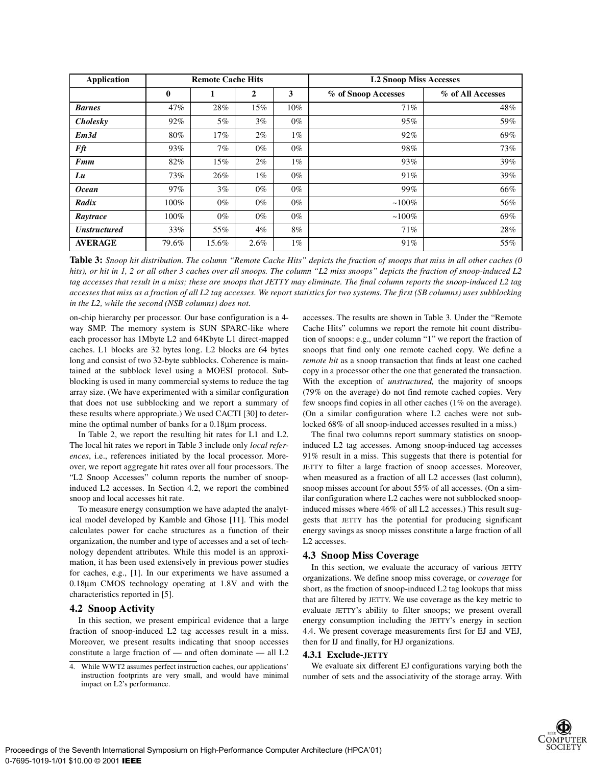| Application | Remote Cache Hits | | | | L2 Snoop Miss Accesses | |
|---|---|---|---|---|---|---|
| | 0 | 1 | 2 | 3 | % of Snoop Accesses | % of All Accesses |
| ***Barnes*** | 47% | 28% | 15% | 10% | 71% | 48% |
| ***Cholesky*** | 92% | 5% | 3% | 0% | 95% | 59% |
| ***Em3d*** | 80% | 17% | 2% | 1% | 92% | 69% |
| ***Fft*** | 93% | 7% | 0% | 0% | 98% | 73% |
| ***Fmm*** | 82% | 15% | 2% | 1% | 93% | 39% |
| ***Lu*** | 73% | 26% | 1% | 0% | 91% | 39% |
| ***Ocean*** | 97% | 3% | 0% | 0% | 99% | 66% |
| ***Radix*** | 100% | 0% | 0% | 0% | ~100% | 56% |
| ***Raytrace*** | 100% | 0% | 0% | 0% | ~100% | 69% |
| ***Unstructured*** | 33% | 55% | 4% | 8% | 71% | 28% |
| **AVERAGE** | 79.6% | 15.6% | 2.6% | 1% | 91% | 55% |

**Table 3:** *Snoop hit distribution. The column "Remote Cache Hits" depicts the fraction of snoops that miss in all other caches (0 hits), or hit in 1, 2 or all other 3 caches over all snoops. The column "L2 miss snoops" depicts the fraction of snoop-induced L2 tag accesses that result in a miss; these are snoops that JETTY may eliminate. The final column reports the snoop-induced L2 tag accesses that miss as a fraction of all L2 tag accesses. We report statistics for two systems. The first (SB columns) uses subblocking in the L2, while the second (NSB columns) does not.*

on-chip hierarchy per processor. Our base configuration is a 4-way SMP. The memory system is SUN SPARC-like where each processor has 1Mbyte L2 and 64Kbyte L1 direct-mapped caches. L1 blocks are 32 bytes long. L2 blocks are 64 bytes long and consist of two 32-byte subblocks. Coherence is maintained at the subblock level using a MOESI protocol. Subblocking is used in many commercial systems to reduce the tag array size. (We have experimented with a similar configuration that does not use subblocking and we report a summary of these results where appropriate.) We used CACTI [30] to determine the optimal number of banks for a 0.18µm process.

In Table 2, we report the resulting hit rates for L1 and L2. The local hit rates we report in Table 3 include only *local references*, i.e., references initiated by the local processor. Moreover, we report aggregate hit rates over all four processors. The "L2 Snoop Accesses" column reports the number of snoop-induced L2 accesses. In Section 4.2, we report the combined snoop and local accesses hit rate.

To measure energy consumption we have adapted the analytical model developed by Kamble and Ghose [11]. This model calculates power for cache structures as a function of their organization, the number and type of accesses and a set of technology dependent attributes. While this model is an approximation, it has been used extensively in previous power studies for caches, e.g., [1]. In our experiments we have assumed a 0.18µm CMOS technology operating at 1.8V and with the characteristics reported in [5].

### 4.2 Snoop Activity

In this section, we present empirical evidence that a large fraction of snoop-induced L2 tag accesses result in a miss. Moreover, we present results indicating that snoop accesses constitute a large fraction of — and often dominate — all L2 accesses. The results are shown in Table 3. Under the "Remote Cache Hits" columns we report the remote hit count distribution of snoops: e.g., under column "1" we report the fraction of snoops that find only one remote cached copy. We define a *remote hit* as a snoop transaction that finds at least one cached copy in a processor other the one that generated the transaction. With the exception of *unstructured,* the majority of snoops (79% on the average) do not find remote cached copies. Very few snoops find copies in all other caches (1% on the average). (On a similar configuration where L2 caches were not sublocked 68% of all snoop-induced accesses resulted in a miss.)

The final two columns report summary statistics on snoop-induced L2 tag accesses. Among snoop-induced tag accesses 91% result in a miss. This suggests that there is potential for JETTY to filter a large fraction of snoop accesses. Moreover, when measured as a fraction of all L2 accesses (last column), snoop misses account for about 55% of all accesses. (On a similar configuration where L2 caches were not subblocked snoop-induced misses where 46% of all L2 accesses.) This result suggests that JETTY has the potential for producing significant energy savings as snoop misses constitute a large fraction of all L2 accesses.

### 4.3 Snoop Miss Coverage

In this section, we evaluate the accuracy of various JETTY organizations. We define snoop miss coverage, or *coverage* for short, as the fraction of snoop-induced L2 tag lookups that miss that are filtered by JETTY. We use coverage as the key metric to evaluate JETTY's ability to filter snoops; we present overall energy consumption including the JETTY's energy in section 4.4. We present coverage measurements first for EJ and VEJ, then for IJ and finally, for HJ organizations.

#### 4.3.1 Exclude-JETTY

We evaluate six different EJ configurations varying both the number of sets and the associativity of the storage array. With

4. While WWT2 assumes perfect instruction caches, our applications' instruction footprints are very small, and would have minimal impact on L2's performance.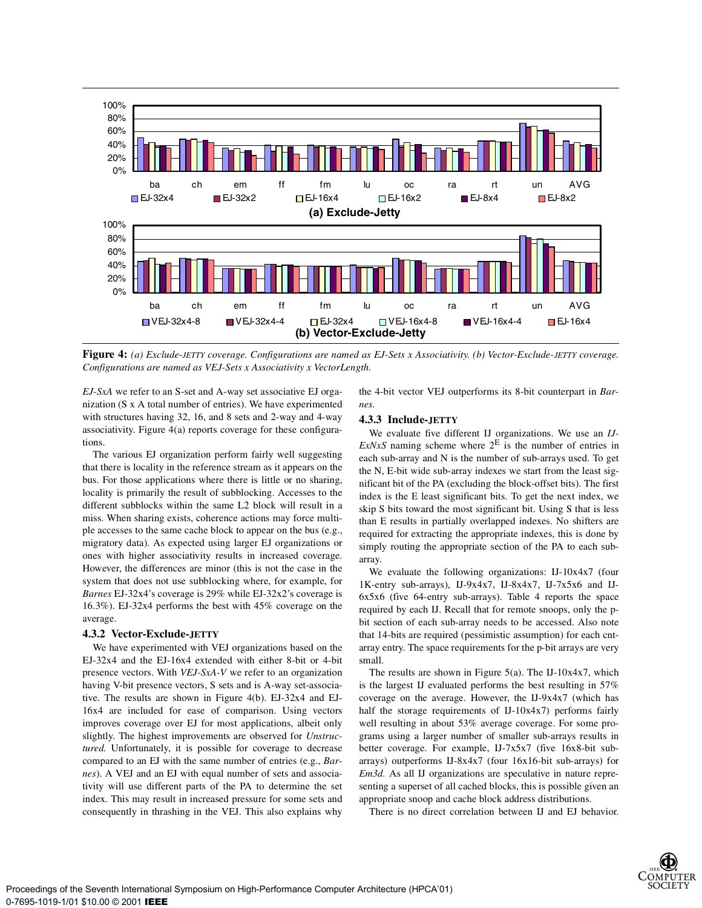**Figure 4:** *(a) Exclude-JETTY coverage. Configurations are named as EJ-Sets x Associativity. (b) Vector-Exclude-JETTY coverage. Configurations are named as VEJ-Sets x Associativity x VectorLength.*

*EJ-SxA* we refer to an S-set and A-way set associative EJ organization (S x A total number of entries). We have experimented with structures having 32, 16, and 8 sets and 2-way and 4-way associativity. Figure 4(a) reports coverage for these configurations.

The various EJ organization perform fairly well suggesting that there is locality in the reference stream as it appears on the bus. For those applications where there is little or no sharing, locality is primarily the result of subblocking. Accesses to the different subblocks within the same L2 block will result in a miss. When sharing exists, coherence actions may force multiple accesses to the same cache block to appear on the bus (e.g., migratory data). As expected using larger EJ organizations or ones with higher associativity results in increased coverage. However, the differences are minor (this is not the case in the system that does not use subblocking where, for example, for *Barnes* EJ-32x4's coverage is 29% while EJ-32x2's coverage is 16.3%). EJ-32x4 performs the best with 45% coverage on the average.

### 4.3.2 Vector-Exclude-JETTY

We have experimented with VEJ organizations based on the EJ-32x4 and the EJ-16x4 extended with either 8-bit or 4-bit presence vectors. With *VEJ-SxA-V* we refer to an organization having V-bit presence vectors, S sets and is A-way set-associative. The results are shown in Figure 4(b). EJ-32x4 and EJ-16x4 are included for ease of comparison. Using vectors improves coverage over EJ for most applications, albeit only slightly. The highest improvements are observed for *Unstructured.* Unfortunately, it is possible for coverage to decrease compared to an EJ with the same number of entries (e.g., *Barnes*). A VEJ and an EJ with equal number of sets and associativity will use different parts of the PA to determine the set index. This may result in increased pressure for some sets and consequently in thrashing in the VEJ. This also explains why the 4-bit vector VEJ outperforms its 8-bit counterpart in *Barnes.*

### 4.3.3 Include-JETTY

We evaluate five different IJ organizations. We use an *IJ-ExNxS* naming scheme where $2^E$ is the number of entries in each sub-array and N is the number of sub-arrays used. To get the N, E-bit wide sub-array indexes we start from the least significant bit of the PA (excluding the block-offset bits). The first index is the E least significant bits. To get the next index, we skip S bits toward the most significant bit. Using S that is less than E results in partially overlapped indexes. No shifters are required for extracting the appropriate indexes, this is done by simply routing the appropriate section of the PA to each sub-array.

We evaluate the following organizations: IJ-10x4x7 (four 1K-entry sub-arrays), IJ-9x4x7, IJ-8x4x7, IJ-7x5x6 and IJ-6x5x6 (five 64-entry sub-arrays). Table 4 reports the space required by each IJ. Recall that for remote snoops, only the p-bit section of each sub-array needs to be accessed. Also note that 14-bits are required (pessimistic assumption) for each cnt-array entry. The space requirements for the p-bit arrays are very small.

The results are shown in Figure 5(a). The IJ-10x4x7, which is the largest IJ evaluated performs the best resulting in 57% coverage on the average. However, the IJ-9x4x7 (which has half the storage requirements of IJ-10x4x7) performs fairly well resulting in about 53% average coverage. For some programs using a larger number of smaller sub-arrays results in better coverage. For example, IJ-7x5x7 (five 16x8-bit sub-arrays) outperforms IJ-8x4x7 (four 16x16-bit sub-arrays) for *Em3d.* As all IJ organizations are speculative in nature representing a superset of all cached blocks, this is possible given an appropriate snoop and cache block address distributions.

There is no direct correlation between IJ and EJ behavior.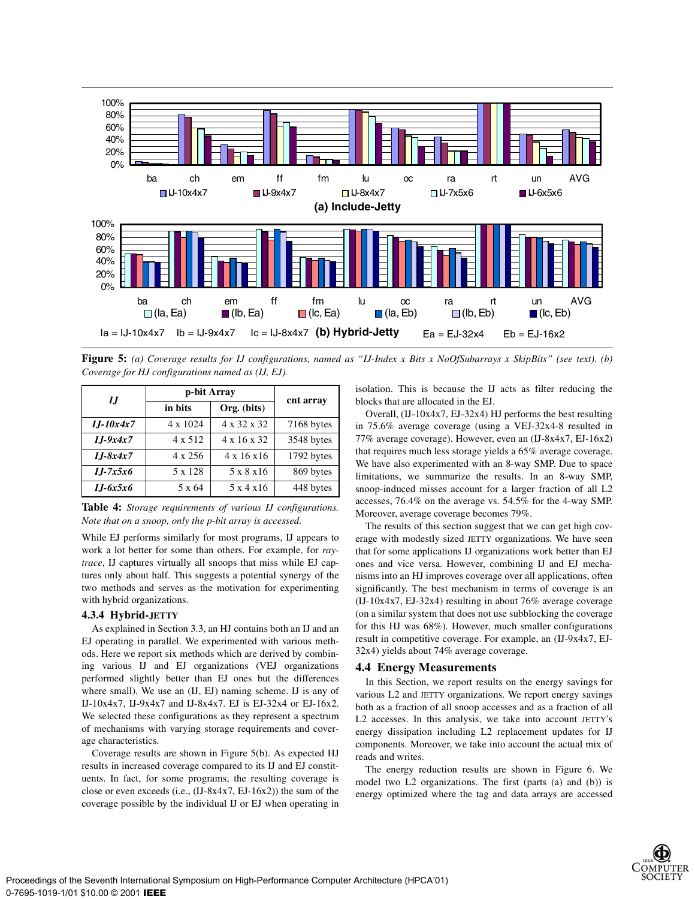**Figure 5:** *(a) Coverage results for IJ configurations, named as "IJ-Index x Bits x NoOfSubarrays x SkipBits" (see text). (b) Coverage for HJ configurations named as (IJ, EJ).*

| *IJ* | p-bit Array | | cnt array |
|---|---|---|---|
| | in bits | Org. (bits) | |
| ***IJ-10x4x7*** | 4 x 1024 | 4 x 32 x 32 | 7168 bytes |
| ***IJ-9x4x7*** | 4 x 512 | 4 x 16 x 32 | 3548 bytes |
| ***IJ-8x4x7*** | 4 x 256 | 4 x 16 x16 | 1792 bytes |
| ***IJ-7x5x6*** | 5 x 128 | 5 x 8 x16 | 869 bytes |
| ***IJ-6x5x6*** | 5 x 64 | 5 x 4 x16 | 448 bytes |

**Table 4:** *Storage requirements of various IJ configurations. Note that on a snoop, only the p-bit array is accessed.*

While EJ performs similarly for most programs, IJ appears to work a lot better for some than others. For example, for *raytrace*, IJ captures virtually all snoops that miss while EJ captures only about half. This suggests a potential synergy of the two methods and serves as the motivation for experimenting with hybrid organizations.

### 4.3.4 Hybrid-JETTY

As explained in Section 3.3, an HJ contains both an IJ and an EJ operating in parallel. We experimented with various methods. Here we report six methods which are derived by combining various IJ and EJ organizations (VEJ organizations performed slightly better than EJ ones but the differences where small). We use an (IJ, EJ) naming scheme. IJ is any of IJ-10x4x7, IJ-9x4x7 and IJ-8x4x7. EJ is EJ-32x4 or EJ-16x2. We selected these configurations as they represent a spectrum of mechanisms with varying storage requirements and coverage characteristics.

Coverage results are shown in Figure 5(b). As expected HJ results in increased coverage compared to its IJ and EJ constituents. In fact, for some programs, the resulting coverage is close or even exceeds (i.e., (IJ-8x4x7, EJ-16x2)) the sum of the coverage possible by the individual IJ or EJ when operating in isolation. This is because the IJ acts as filter reducing the blocks that are allocated in the EJ.

Overall, (IJ-10x4x7, EJ-32x4) HJ performs the best resulting in 75.6% average coverage (using a VEJ-32x4-8 resulted in 77% average coverage). However, even an (IJ-8x4x7, EJ-16x2) that requires much less storage yields a 65% average coverage. We have also experimented with an 8-way SMP. Due to space limitations, we summarize the results. In an 8-way SMP, snoop-induced misses account for a larger fraction of all L2 accesses, 76.4% on the average vs. 54.5% for the 4-way SMP. Moreover, average coverage becomes 79%.

The results of this section suggest that we can get high coverage with modestly sized JETTY organizations. We have seen that for some applications IJ organizations work better than EJ ones and vice versa. However, combining IJ and EJ mechanisms into an HJ improves coverage over all applications, often significantly. The best mechanism in terms of coverage is an (IJ-10x4x7, EJ-32x4) resulting in about 76% average coverage (on a similar system that does not use subblocking the coverage for this HJ was 68%). However, much smaller configurations result in competitive coverage. For example, an (IJ-9x4x7, EJ-32x4) yields about 74% average coverage.

## 4.4 Energy Measurements

In this Section, we report results on the energy savings for various L2 and JETTY organizations. We report energy savings both as a fraction of all snoop accesses and as a fraction of all L2 accesses. In this analysis, we take into account JETTY's energy dissipation including L2 replacement updates for IJ components. Moreover, we take into account the actual mix of reads and writes.

The energy reduction results are shown in Figure 6. We model two L2 organizations. The first (parts (a) and (b)) is energy optimized where the tag and data arrays are accessed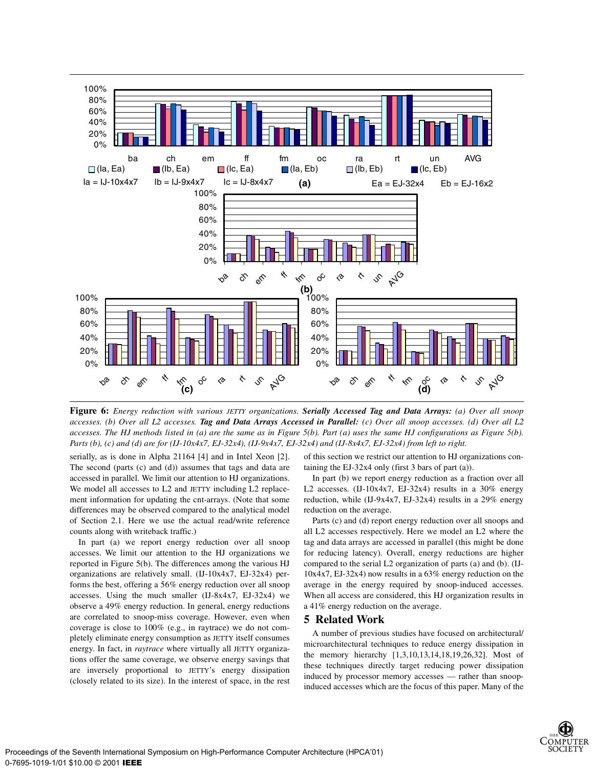**Figure 6:** *Energy reduction with various* JETTY *organizations.* ***Serially Accessed Tag and Data Arrays:*** *(a) Over all snoop accesses. (b) Over all L2 accesses.* ***Tag and Data Arrays Accessed in Parallel:*** *(c) Over all snoop accesses. (d) Over all L2 accesses. The HJ methods listed in (a) are the same as in Figure 5(b). Part (a) uses the same HJ configurations as Figure 5(b). Parts (b), (c) and (d) are for (IJ-10x4x7, EJ-32x4), (IJ-9x4x7, EJ-32x4) and (IJ-8x4x7, EJ-32x4) from left to right.*

serially, as is done in Alpha 21164 [4] and in Intel Xeon [2]. The second (parts (c) and (d)) assumes that tags and data are accessed in parallel. We limit our attention to HJ organizations. We model all accesses to L2 and JETTY including L2 replacement information for updating the cnt-arrays. (Note that some differences may be observed compared to the analytical model of Section 2.1. Here we use the actual read/write reference counts along with writeback traffic.)

In part (a) we report energy reduction over all snoop accesses. We limit our attention to the HJ organizations we reported in Figure 5(b). The differences among the various HJ organizations are relatively small. (IJ-10x4x7, EJ-32x4) performs the best, offering a 56% energy reduction over all snoop accesses. Using the much smaller (IJ-8x4x7, EJ-32x4) we observe a 49% energy reduction. In general, energy reductions are correlated to snoop-miss coverage. However, even when coverage is close to 100% (e.g., in raytrace) we do not completely eliminate energy consumption as JETTY itself consumes energy. In fact, in *raytrace* where virtually all JETTY organizations offer the same coverage, we observe energy savings that are inversely proportional to JETTY's energy dissipation (closely related to its size). In the interest of space, in the rest of this section we restrict our attention to HJ organizations containing the EJ-32x4 only (first 3 bars of part (a)).

In part (b) we report energy reduction as a fraction over all L2 accesses. (IJ-10x4x7, EJ-32x4) results in a 30% energy reduction, while (IJ-9x4x7, EJ-32x4) results in a 29% energy reduction on the average.

Parts (c) and (d) report energy reduction over all snoops and all L2 accesses respectively. Here we model an L2 where the tag and data arrays are accessed in parallel (this might be done for reducing latency). Overall, energy reductions are higher compared to the serial L2 organization of parts (a) and (b). (IJ-10x4x7, EJ-32x4) now results in a 63% energy reduction on the average in the energy required by snoop-induced accesses. When all access are considered, this HJ organization results in a 41% energy reduction on the average.

## 5 Related Work

A number of previous studies have focused on architectural/microarchitectural techniques to reduce energy dissipation in the memory hierarchy [1,3,10,13,14,18,19,26,32]. Most of these techniques directly target reducing power dissipation induced by processor memory accesses — rather than snoop-induced accesses which are the focus of this paper. Many of the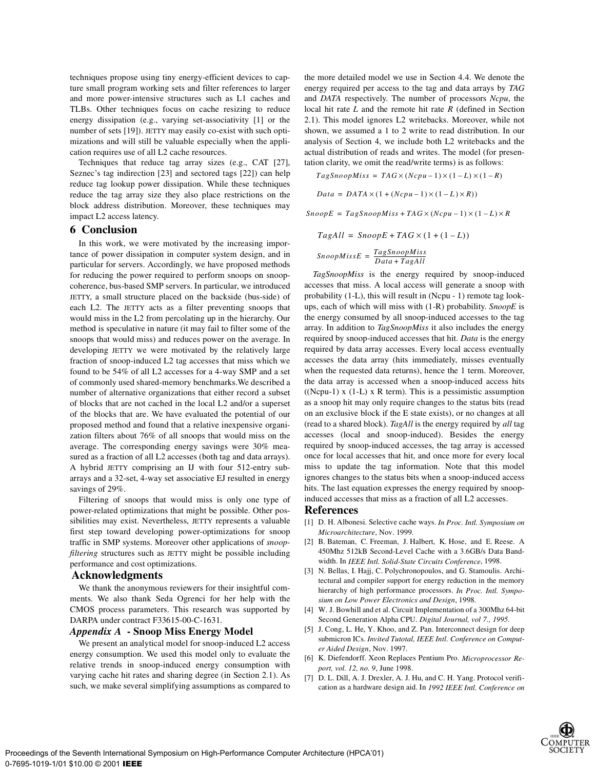techniques propose using tiny energy-efficient devices to capture small program working sets and filter references to larger and more power-intensive structures such as L1 caches and TLBs. Other techniques focus on cache resizing to reduce energy dissipation (e.g., varying set-associativity [1] or the number of sets [19]). JETTY may easily co-exist with such optimizations and will still be valuable especially when the application requires use of all L2 cache resources.

Techniques that reduce tag array sizes (e.g., CAT [27], Seznec's tag indirection [23] and sectored tags [22]) can help reduce tag lookup power dissipation. While these techniques reduce the tag array size they also place restrictions on the block address distribution. Moreover, these techniques may impact L2 access latency.

## 6 Conclusion

In this work, we were motivated by the increasing importance of power dissipation in computer system design, and in particular for servers. Accordingly, we have proposed methods for reducing the power required to perform snoops on snoop-coherence, bus-based SMP servers. In particular, we introduced JETTY, a small structure placed on the backside (bus-side) of each L2. The JETTY acts as a filter preventing snoops that would miss in the L2 from percolating up in the hierarchy. Our method is speculative in nature (it may fail to filter some of the snoops that would miss) and reduces power on the average. In developing JETTY we were motivated by the relatively large fraction of snoop-induced L2 tag accesses that miss which we found to be 54% of all L2 accesses for a 4-way SMP and a set of commonly used shared-memory benchmarks.We described a number of alternative organizations that either record a subset of blocks that are not cached in the local L2 and/or a superset of the blocks that are. We have evaluated the potential of our proposed method and found that a relative inexpensive organization filters about 76% of all snoops that would miss on the average. The corresponding energy savings were 30% measured as a fraction of all L2 accesses (both tag and data arrays). A hybrid JETTY comprising an IJ with four 512-entry subarrays and a 32-set, 4-way set associative EJ resulted in energy savings of 29%.

Filtering of snoops that would miss is only one type of power-related optimizations that might be possible. Other possibilities may exist. Nevertheless, JETTY represents a valuable first step toward developing power-optimizations for snoop traffic in SMP systems. Moreover other applications of *snoop-filtering* structures such as JETTY might be possible including performance and cost optimizations.

## Acknowledgments

We thank the anonymous reviewers for their insightful comments. We also thank Seda Ogrenci for her help with the CMOS process parameters. This research was supported by DARPA under contract F33615-00-C-1631.

## *Appendix A* - Snoop Miss Energy Model

We present an analytical model for snoop-induced L2 access energy consumption. We used this model only to evaluate the relative trends in snoop-induced energy consumption with varying cache hit rates and sharing degree (in Section 2.1). As such, we make several simplifying assumptions as compared to the more detailed model we use in Section 4.4. We denote the energy required per access to the tag and data arrays by *TAG* and *DATA* respectively. The number of processors *Ncpu*, the local hit rate *L* and the remote hit rate *R* (defined in Section 2.1). This model ignores L2 writebacks. Moreover, while not shown, we assumed a 1 to 2 write to read distribution. In our analysis of Section 4, we include both L2 writebacks and the actual distribution of reads and writes. The model (for presentation clarity, we omit the read/write terms) is as follows:

$$TagSnoopMiss = TAG \times (Ncpu - 1) \times (1 - L) \times (1 - R)$$

$$Data = DATA \times (1 + (Ncpu - 1) \times (1 - L) \times R))$$

$$SnoopE = TagSnoopMiss + TAG \times (Ncpu - 1) \times (1 - L) \times R$$

$$TagAll = SnoopE + TAG \times (1 + (1 - L))$$

$$SnoopMissE = \frac{TagSnoopMiss}{Data + TagAll}$$

*TagSnoopMiss* is the energy required by snoop-induced accesses that miss. A local access will generate a snoop with probability (1-L), this will result in (Ncpu - 1) remote tag lookups, each of which will miss with (1-R) probability. *SnoopE* is the energy consumed by all snoop-induced accesses to the tag array. In addition to *TagSnoopMiss* it also includes the energy required by snoop-induced accesses that hit. *Data* is the energy required by data array accesses. Every local access eventually accesses the data array (hits immediately, misses eventually when the requested data returns), hence the 1 term. Moreover, the data array is accessed when a snoop-induced access hits ((Ncpu-1) x (1-L) x R term). This is a pessimistic assumption as a snoop hit may only require changes to the status bits (read on an exclusive block if the E state exists), or no changes at all (read to a shared block). *TagAll* is the energy required by *all* tag accesses (local and snoop-induced). Besides the energy required by snoop-induced accesses, the tag array is accessed once for local accesses that hit, and once more for every local miss to update the tag information. Note that this model ignores changes to the status bits when a snoop-induced access hits. The last equation expresses the energy required by snoop-induced accesses that miss as a fraction of all L2 accesses.

## References

[1] D. H. Albonesi. Selective cache ways. *In Proc. Intl. Symposium on Microarchitecture*, Nov. 1999.

[2] B. Bateman, C. Freeman, J. Halbert, K. Hose, and E. Reese. A 450Mhz 512kB Second-Level Cache with a 3.6GB/s Data Bandwidth. In *IEEE Intl. Solid-State Circuits Conference*, 1998.

[3] N. Bellas, I. Hajj, C. Polychronopoulos, and G. Stamoulis. Architectural and compiler support for energy reduction in the memory hierarchy of high performance processors. *In Proc. Intl. Symposium on Low Power Electronics and Design*, 1998.

[4] W. J. Bowhill and et al. Circuit Implementation of a 300Mhz 64-bit Second Generation Alpha CPU. *Digital Journal, vol 7., 1995.*

[5] J. Cong, L. He, Y. Khoo, and Z. Pan. Interconnect design for deep submicron ICs. *Invited Tutotal, IEEE Intl. Conference on Computer Aided Design*, Nov. 1997.

[6] K. Diefendorff. Xeon Replaces Pentium Pro. *Microprocessor Report, vol. 12, no. 9*, June 1998.

[7] D. L. Dill, A. J. Drexler, A. J. Hu, and C. H. Yang. Protocol verification as a hardware design aid. In *1992 IEEE Intl. Conference on*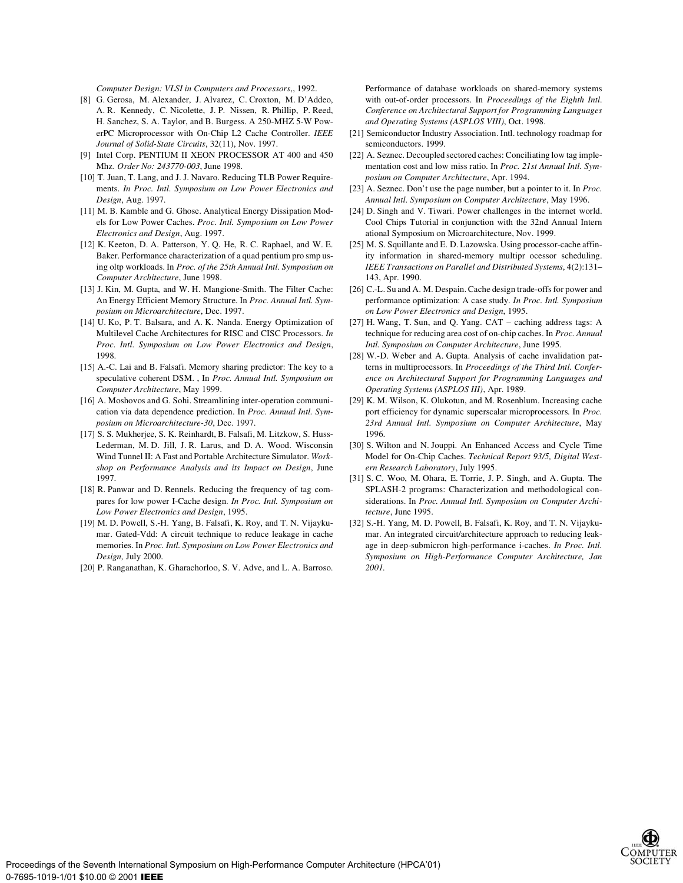*Computer Design: VLSI in Computers and Processors*,, 1992.

[8] G. Gerosa, M. Alexander, J. Alvarez, C. Croxton, M. D'Addeo, A. R. Kennedy, C. Nicolette, J. P. Nissen, R. Phillip, P. Reed, H. Sanchez, S. A. Taylor, and B. Burgess. A 250-MHZ 5-W PowerPC Microprocessor with On-Chip L2 Cache Controller. *IEEE Journal of Solid-State Circuits*, 32(11), Nov. 1997.

[9] Intel Corp. PENTIUM II XEON PROCESSOR AT 400 and 450 Mhz. *Order No: 243770-003*, June 1998.

[10] T. Juan, T. Lang, and J. J. Navaro. Reducing TLB Power Requirements. *In Proc. Intl. Symposium on Low Power Electronics and Design*, Aug. 1997.

[11] M. B. Kamble and G. Ghose. Analytical Energy Dissipation Models for Low Power Caches. *Proc. Intl. Symposium on Low Power Electronics and Design*, Aug. 1997.

[12] K. Keeton, D. A. Patterson, Y. Q. He, R. C. Raphael, and W. E. Baker. Performance characterization of a quad pentium pro smp using oltp workloads. In *Proc. of the 25th Annual Intl. Symposium on Computer Architecture*, June 1998.

[13] J. Kin, M. Gupta, and W. H. Mangione-Smith. The Filter Cache: An Energy Efficient Memory Structure. In *Proc. Annual Intl. Symposium on Microarchitecture*, Dec. 1997.

[14] U. Ko, P. T. Balsara, and A. K. Nanda. Energy Optimization of Multilevel Cache Architectures for RISC and CISC Processors. *In Proc. Intl. Symposium on Low Power Electronics and Design*, 1998.

[15] A.-C. Lai and B. Falsafi. Memory sharing predictor: The key to a speculative coherent DSM. , In *Proc. Annual Intl. Symposium on Computer Architecture*, May 1999.

[16] A. Moshovos and G. Sohi. Streamlining inter-operation communication via data dependence prediction. In *Proc. Annual Intl. Symposium on Microarchitecture-30*, Dec. 1997.

[17] S. S. Mukherjee, S. K. Reinhardt, B. Falsafi, M. Litzkow, S. Huss-Lederman, M. D. Jill, J. R. Larus, and D. A. Wood. Wisconsin Wind Tunnel II: A Fast and Portable Architecture Simulator. *Workshop on Performance Analysis and its Impact on Design*, June 1997.

[18] R. Panwar and D. Rennels. Reducing the frequency of tag compares for low power I-Cache design. *In Proc. Intl. Symposium on Low Power Electronics and Design*, 1995.

[19] M. D. Powell, S.-H. Yang, B. Falsafi, K. Roy, and T. N. Vijaykumar. Gated-Vdd: A circuit technique to reduce leakage in cache memories. In *Proc. Intl. Symposium on Low Power Electronics and Design,* July 2000.

[20] P. Ranganathan, K. Gharachorloo, S. V. Adve, and L. A. Barroso. Performance of database workloads on shared-memory systems with out-of-order processors. In *Proceedings of the Eighth Intl. Conference on Architectural Support for Programming Languages and Operating Systems (ASPLOS VIII)*, Oct. 1998.

[21] Semiconductor Industry Association. Intl. technology roadmap for semiconductors. 1999.

[22] A. Seznec. Decoupled sectored caches: Conciliating low tag implementation cost and low miss ratio. In *Proc. 21st Annual Intl. Symposium on Computer Architecture*, Apr. 1994.

[23] A. Seznec. Don't use the page number, but a pointer to it. In *Proc. Annual Intl. Symposium on Computer Architecture*, May 1996.

[24] D. Singh and V. Tiwari. Power challenges in the internet world. Cool Chips Tutorial in conjunction with the 32nd Annual Intern ational Symposium on Microarchitecture, Nov. 1999.

[25] M. S. Squillante and E. D. Lazowska. Using processor-cache affinity information in shared-memory multipr ocessor scheduling. *IEEE Transactions on Parallel and Distributed Systems*, 4(2):131–143, Apr. 1990.

[26] C.-L. Su and A. M. Despain. Cache design trade-offs for power and performance optimization: A case study. *In Proc. Intl. Symposium on Low Power Electronics and Design*, 1995.

[27] H. Wang, T. Sun, and Q. Yang. CAT – caching address tags: A technique for reducing area cost of on-chip caches. In *Proc. Annual Intl. Symposium on Computer Architecture*, June 1995.

[28] W.-D. Weber and A. Gupta. Analysis of cache invalidation patterns in multiprocessors. In *Proceedings of the Third Intl. Conference on Architectural Support for Programming Languages and Operating Systems (ASPLOS III)*, Apr. 1989.

[29] K. M. Wilson, K. Olukotun, and M. Rosenblum. Increasing cache port efficiency for dynamic superscalar microprocessors. In *Proc. 23rd Annual Intl. Symposium on Computer Architecture*, May 1996.

[30] S. Wilton and N. Jouppi. An Enhanced Access and Cycle Time Model for On-Chip Caches. *Technical Report 93/5, Digital Western Research Laboratory*, July 1995.

[31] S. C. Woo, M. Ohara, E. Torrie, J. P. Singh, and A. Gupta. The SPLASH-2 programs: Characterization and methodological considerations. In *Proc. Annual Intl. Symposium on Computer Architecture*, June 1995.

[32] S.-H. Yang, M. D. Powell, B. Falsafi, K. Roy, and T. N. Vijaykumar. An integrated circuit/architecture approach to reducing leakage in deep-submicron high-performance i-caches. *In Proc. Intl. Symposium on High-Performance Computer Architecture, Jan 2001.*